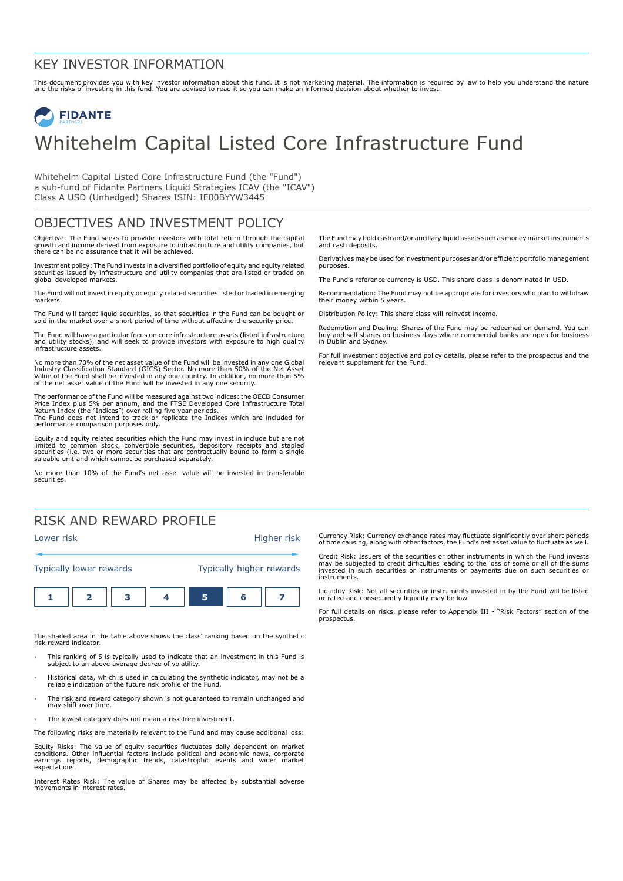# KEY INVESTOR INFORMATION

This document provides you with key investor information about this fund. It is not marketing material. The information is required by law to help you understand the nature and the risks of investing in this fund. You are advised to read it so you can make an informed decision about whether to invest.

FIDANTE PARTNERS

# Whitehelm Capital Listed Core Infrastructure Fund

Whitehelm Capital Listed Core Infrastructure Fund (the "Fund")
a sub-fund of Fidante Partners Liquid Strategies ICAV (the "ICAV")
Class A USD (Unhedged) Shares ISIN: IE00BYYW3445

## OBJECTIVES AND INVESTMENT POLICY

Objective: The Fund seeks to provide investors with total return through the capital growth and income derived from exposure to infrastructure and utility companies, but there can be no assurance that it will be achieved.

Investment policy: The Fund invests in a diversified portfolio of equity and equity related securities issued by infrastructure and utility companies that are listed or traded on global developed markets.

The Fund will not invest in equity or equity related securities listed or traded in emerging markets.

The Fund will target liquid securities, so that securities in the Fund can be bought or sold in the market over a short period of time without affecting the security price.

The Fund will have a particular focus on core infrastructure assets (listed infrastructure and utility stocks), and will seek to provide investors with exposure to high quality infrastructure assets.

No more than 70% of the net asset value of the Fund will be invested in any one Global Industry Classification Standard (GICS) Sector. No more than 50% of the Net Asset Value of the Fund shall be invested in any one country. In addition, no more than 5% of the net asset value of the Fund will be invested in any one security.

The performance of the Fund will be measured against two indices: the OECD Consumer Price Index plus 5% per annum, and the FTSE Developed Core Infrastructure Total Return Index (the "Indices") over rolling five year periods.
The Fund does not intend to track or replicate the Indices which are included for performance comparison purposes only.

Equity and equity related securities which the Fund may invest in include but are not limited to common stock, convertible securities, depository receipts and stapled securities (i.e. two or more securities that are contractually bound to form a single saleable unit and which cannot be purchased separately.

No more than 10% of the Fund's net asset value will be invested in transferable securities.

The Fund may hold cash and/or ancillary liquid assets such as money market instruments and cash deposits.

Derivatives may be used for investment purposes and/or efficient portfolio management purposes.

The Fund's reference currency is USD. This share class is denominated in USD.

Recommendation: The Fund may not be appropriate for investors who plan to withdraw their money within 5 years.

Distribution Policy: This share class will reinvest income.

Redemption and Dealing: Shares of the Fund may be redeemed on demand. You can buy and sell shares on business days where commercial banks are open for business in Dublin and Sydney.

For full investment objective and policy details, please refer to the prospectus and the relevant supplement for the Fund.

## RISK AND REWARD PROFILE

Lower risk — Higher risk

Typically lower rewards — Typically higher rewards

| 1 | 2 | 3 | 4 | **5** | 6 | 7 |
|---|---|---|---|---|---|---|

The shaded area in the table above shows the class' ranking based on the synthetic risk reward indicator.

- This ranking of 5 is typically used to indicate that an investment in this Fund is subject to an above average degree of volatility.
- Historical data, which is used in calculating the synthetic indicator, may not be a reliable indication of the future risk profile of the Fund.
- The risk and reward category shown is not guaranteed to remain unchanged and may shift over time.
- The lowest category does not mean a risk-free investment.

The following risks are materially relevant to the Fund and may cause additional loss:

Equity Risks: The value of equity securities fluctuates daily dependent on market conditions. Other influential factors include political and economic news, corporate earnings reports, demographic trends, catastrophic events and wider market expectations.

Interest Rates Risk: The value of Shares may be affected by substantial adverse movements in interest rates.

Currency Risk: Currency exchange rates may fluctuate significantly over short periods of time causing, along with other factors, the Fund's net asset value to fluctuate as well.

Credit Risk: Issuers of the securities or other instruments in which the Fund invests may be subjected to credit difficulties leading to the loss of some or all of the sums invested in such securities or instruments or payments due on such securities or instruments.

Liquidity Risk: Not all securities or instruments invested in by the Fund will be listed or rated and consequently liquidity may be low.

For full details on risks, please refer to Appendix III - "Risk Factors" section of the prospectus.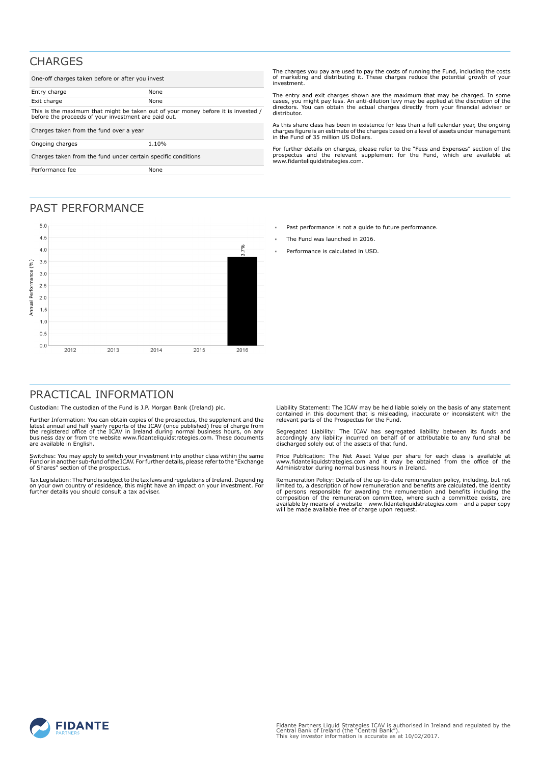## CHARGES

| | |
|---|---|
| One-off charges taken before or after you invest | |
| Entry charge | None |
| Exit charge | None |
| This is the maximum that might be taken out of your money before it is invested / before the proceeds of your investment are paid out. | |
| Charges taken from the fund over a year | |
| Ongoing charges | 1.10% |
| Charges taken from the fund under certain specific conditions | |
| Performance fee | None |

The charges you pay are used to pay the costs of running the Fund, including the costs of marketing and distributing it. These charges reduce the potential growth of your investment.

The entry and exit charges shown are the maximum that may be charged. In some cases, you might pay less. An anti-dilution levy may be applied at the discretion of the directors. You can obtain the actual charges directly from your financial adviser or distributor.

As this share class has been in existence for less than a full calendar year, the ongoing charges figure is an estimate of the charges based on a level of assets under management in the Fund of 35 million US Dollars.

For further details on charges, please refer to the "Fees and Expenses" section of the prospectus and the relevant supplement for the Fund, which are available at www.fidanteliquidstrategies.com.

## PAST PERFORMANCE

Annual Performance (%)

5.0
4.5
4.0
3.5
3.0
2.5
2.0
1.5
1.0
0.5
0.0

2012
2013
2014
2015
2016

3.7%

- Past performance is not a guide to future performance.
- The Fund was launched in 2016.
- Performance is calculated in USD.

## PRACTICAL INFORMATION

Custodian: The custodian of the Fund is J.P. Morgan Bank (Ireland) plc.

Further Information: You can obtain copies of the prospectus, the supplement and the latest annual and half yearly reports of the ICAV (once published) free of charge from the registered office of the ICAV in Ireland during normal business hours, on any business day or from the website www.fidanteliquidstrategies.com. These documents are available in English.

Switches: You may apply to switch your investment into another class within the same Fund or in another sub-fund of the ICAV. For further details, please refer to the "Exchange of Shares" section of the prospectus.

Tax Legislation: The Fund is subject to the tax laws and regulations of Ireland. Depending on your own country of residence, this might have an impact on your investment. For further details you should consult a tax adviser.

Liability Statement: The ICAV may be held liable solely on the basis of any statement contained in this document that is misleading, inaccurate or inconsistent with the relevant parts of the Prospectus for the Fund.

Segregated Liability: The ICAV has segregated liability between its funds and accordingly any liability incurred on behalf of or attributable to any fund shall be discharged solely out of the assets of that fund.

Price Publication: The Net Asset Value per share for each class is available at www.fidanteliquidstrategies.com and it may be obtained from the office of the Administrator during normal business hours in Ireland.

Remuneration Policy: Details of the up-to-date remuneration policy, including, but not limited to, a description of how remuneration and benefits are calculated, the identity of persons responsible for awarding the remuneration and benefits including the composition of the remuneration committee, where such a committee exists, are available by means of a website – www.fidanteliquidstrategies.com – and a paper copy will be made available free of charge upon request.

FIDANTE PARTNERS

Fidante Partners Liquid Strategies ICAV is authorised in Ireland and regulated by the Central Bank of Ireland (the "Central Bank").
This key investor information is accurate as at 10/02/2017.